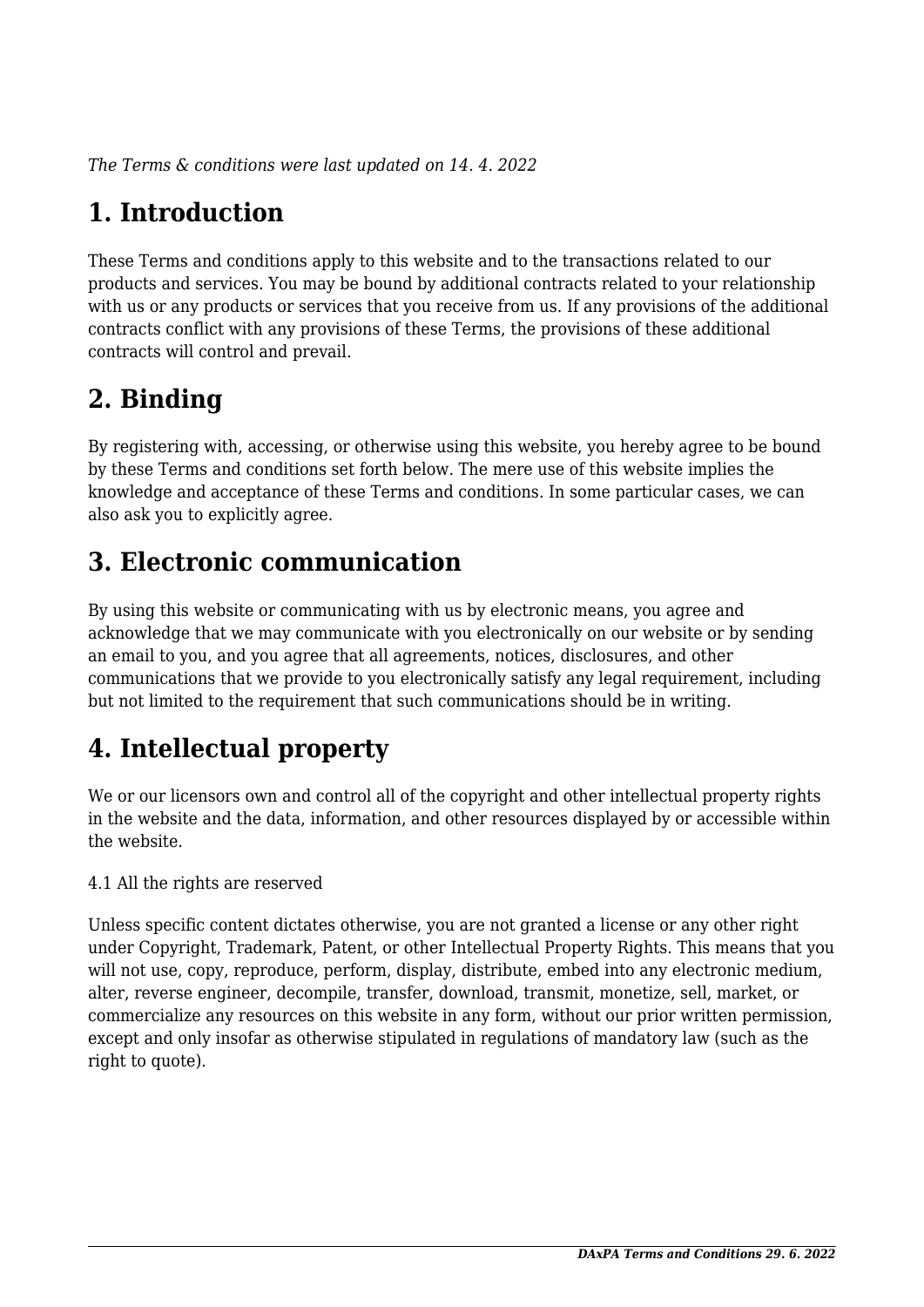*The Terms & conditions were last updated on 14. 4. 2022*

# 1. Introduction

These Terms and conditions apply to this website and to the transactions related to our products and services. You may be bound by additional contracts related to your relationship with us or any products or services that you receive from us. If any provisions of the additional contracts conflict with any provisions of these Terms, the provisions of these additional contracts will control and prevail.

# 2. Binding

By registering with, accessing, or otherwise using this website, you hereby agree to be bound by these Terms and conditions set forth below. The mere use of this website implies the knowledge and acceptance of these Terms and conditions. In some particular cases, we can also ask you to explicitly agree.

# 3. Electronic communication

By using this website or communicating with us by electronic means, you agree and acknowledge that we may communicate with you electronically on our website or by sending an email to you, and you agree that all agreements, notices, disclosures, and other communications that we provide to you electronically satisfy any legal requirement, including but not limited to the requirement that such communications should be in writing.

# 4. Intellectual property

We or our licensors own and control all of the copyright and other intellectual property rights in the website and the data, information, and other resources displayed by or accessible within the website.

4.1 All the rights are reserved

Unless specific content dictates otherwise, you are not granted a license or any other right under Copyright, Trademark, Patent, or other Intellectual Property Rights. This means that you will not use, copy, reproduce, perform, display, distribute, embed into any electronic medium, alter, reverse engineer, decompile, transfer, download, transmit, monetize, sell, market, or commercialize any resources on this website in any form, without our prior written permission, except and only insofar as otherwise stipulated in regulations of mandatory law (such as the right to quote).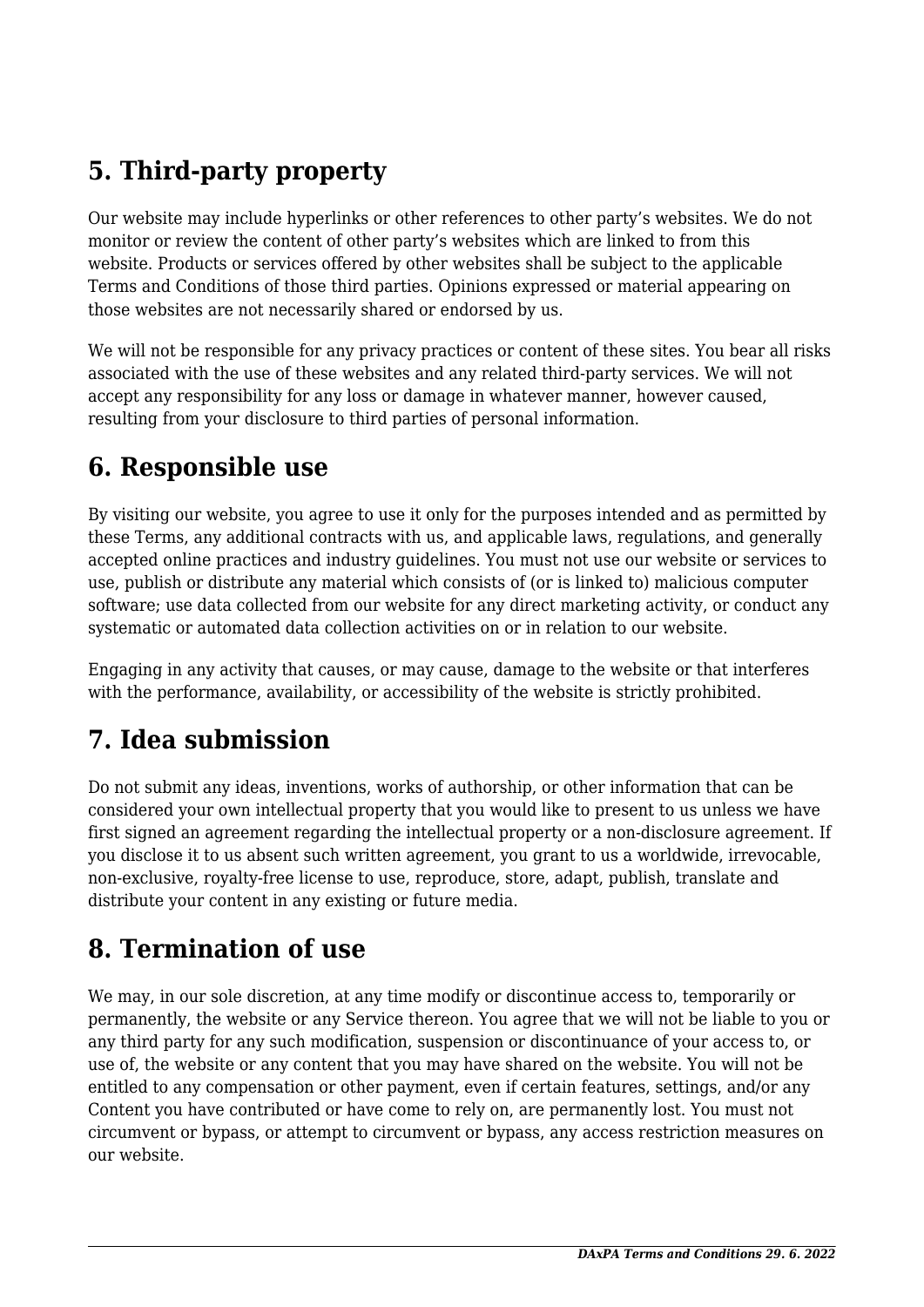## 5. Third-party property

Our website may include hyperlinks or other references to other party's websites. We do not monitor or review the content of other party's websites which are linked to from this website. Products or services offered by other websites shall be subject to the applicable Terms and Conditions of those third parties. Opinions expressed or material appearing on those websites are not necessarily shared or endorsed by us.

We will not be responsible for any privacy practices or content of these sites. You bear all risks associated with the use of these websites and any related third-party services. We will not accept any responsibility for any loss or damage in whatever manner, however caused, resulting from your disclosure to third parties of personal information.

## 6. Responsible use

By visiting our website, you agree to use it only for the purposes intended and as permitted by these Terms, any additional contracts with us, and applicable laws, regulations, and generally accepted online practices and industry guidelines. You must not use our website or services to use, publish or distribute any material which consists of (or is linked to) malicious computer software; use data collected from our website for any direct marketing activity, or conduct any systematic or automated data collection activities on or in relation to our website.

Engaging in any activity that causes, or may cause, damage to the website or that interferes with the performance, availability, or accessibility of the website is strictly prohibited.

## 7. Idea submission

Do not submit any ideas, inventions, works of authorship, or other information that can be considered your own intellectual property that you would like to present to us unless we have first signed an agreement regarding the intellectual property or a non-disclosure agreement. If you disclose it to us absent such written agreement, you grant to us a worldwide, irrevocable, non-exclusive, royalty-free license to use, reproduce, store, adapt, publish, translate and distribute your content in any existing or future media.

## 8. Termination of use

We may, in our sole discretion, at any time modify or discontinue access to, temporarily or permanently, the website or any Service thereon. You agree that we will not be liable to you or any third party for any such modification, suspension or discontinuance of your access to, or use of, the website or any content that you may have shared on the website. You will not be entitled to any compensation or other payment, even if certain features, settings, and/or any Content you have contributed or have come to rely on, are permanently lost. You must not circumvent or bypass, or attempt to circumvent or bypass, any access restriction measures on our website.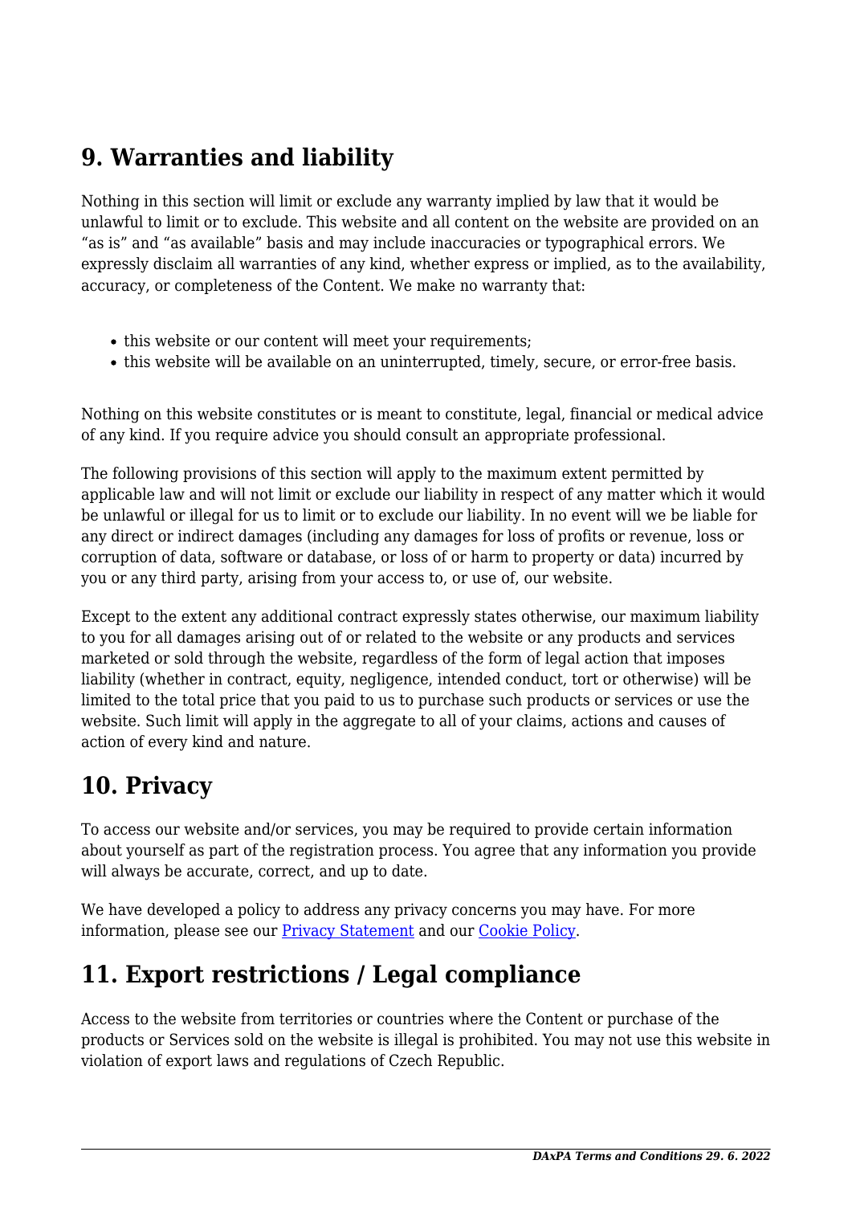## 9. Warranties and liability

Nothing in this section will limit or exclude any warranty implied by law that it would be unlawful to limit or to exclude. This website and all content on the website are provided on an "as is" and "as available" basis and may include inaccuracies or typographical errors. We expressly disclaim all warranties of any kind, whether express or implied, as to the availability, accuracy, or completeness of the Content. We make no warranty that:

- this website or our content will meet your requirements;
- this website will be available on an uninterrupted, timely, secure, or error-free basis.

Nothing on this website constitutes or is meant to constitute, legal, financial or medical advice of any kind. If you require advice you should consult an appropriate professional.

The following provisions of this section will apply to the maximum extent permitted by applicable law and will not limit or exclude our liability in respect of any matter which it would be unlawful or illegal for us to limit or to exclude our liability. In no event will we be liable for any direct or indirect damages (including any damages for loss of profits or revenue, loss or corruption of data, software or database, or loss of or harm to property or data) incurred by you or any third party, arising from your access to, or use of, our website.

Except to the extent any additional contract expressly states otherwise, our maximum liability to you for all damages arising out of or related to the website or any products and services marketed or sold through the website, regardless of the form of legal action that imposes liability (whether in contract, equity, negligence, intended conduct, tort or otherwise) will be limited to the total price that you paid to us to purchase such products or services or use the website. Such limit will apply in the aggregate to all of your claims, actions and causes of action of every kind and nature.

## 10. Privacy

To access our website and/or services, you may be required to provide certain information about yourself as part of the registration process. You agree that any information you provide will always be accurate, correct, and up to date.

We have developed a policy to address any privacy concerns you may have. For more information, please see our Privacy Statement and our Cookie Policy.

## 11. Export restrictions / Legal compliance

Access to the website from territories or countries where the Content or purchase of the products or Services sold on the website is illegal is prohibited. You may not use this website in violation of export laws and regulations of Czech Republic.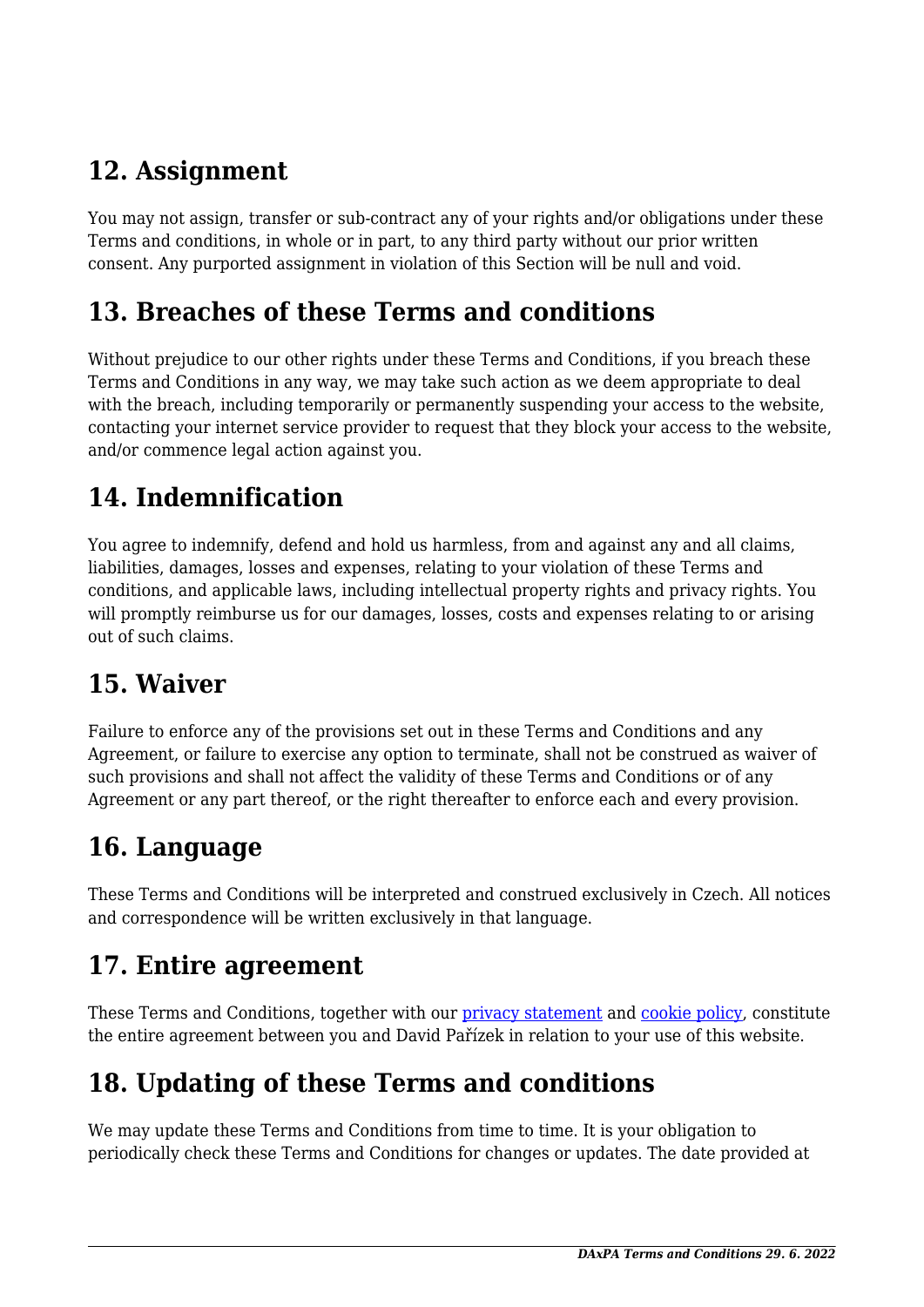## 12. Assignment

You may not assign, transfer or sub-contract any of your rights and/or obligations under these Terms and conditions, in whole or in part, to any third party without our prior written consent. Any purported assignment in violation of this Section will be null and void.

## 13. Breaches of these Terms and conditions

Without prejudice to our other rights under these Terms and Conditions, if you breach these Terms and Conditions in any way, we may take such action as we deem appropriate to deal with the breach, including temporarily or permanently suspending your access to the website, contacting your internet service provider to request that they block your access to the website, and/or commence legal action against you.

## 14. Indemnification

You agree to indemnify, defend and hold us harmless, from and against any and all claims, liabilities, damages, losses and expenses, relating to your violation of these Terms and conditions, and applicable laws, including intellectual property rights and privacy rights. You will promptly reimburse us for our damages, losses, costs and expenses relating to or arising out of such claims.

## 15. Waiver

Failure to enforce any of the provisions set out in these Terms and Conditions and any Agreement, or failure to exercise any option to terminate, shall not be construed as waiver of such provisions and shall not affect the validity of these Terms and Conditions or of any Agreement or any part thereof, or the right thereafter to enforce each and every provision.

## 16. Language

These Terms and Conditions will be interpreted and construed exclusively in Czech. All notices and correspondence will be written exclusively in that language.

## 17. Entire agreement

These Terms and Conditions, together with our [privacy statement]() and [cookie policy](), constitute the entire agreement between you and David Pařízek in relation to your use of this website.

## 18. Updating of these Terms and conditions

We may update these Terms and Conditions from time to time. It is your obligation to periodically check these Terms and Conditions for changes or updates. The date provided at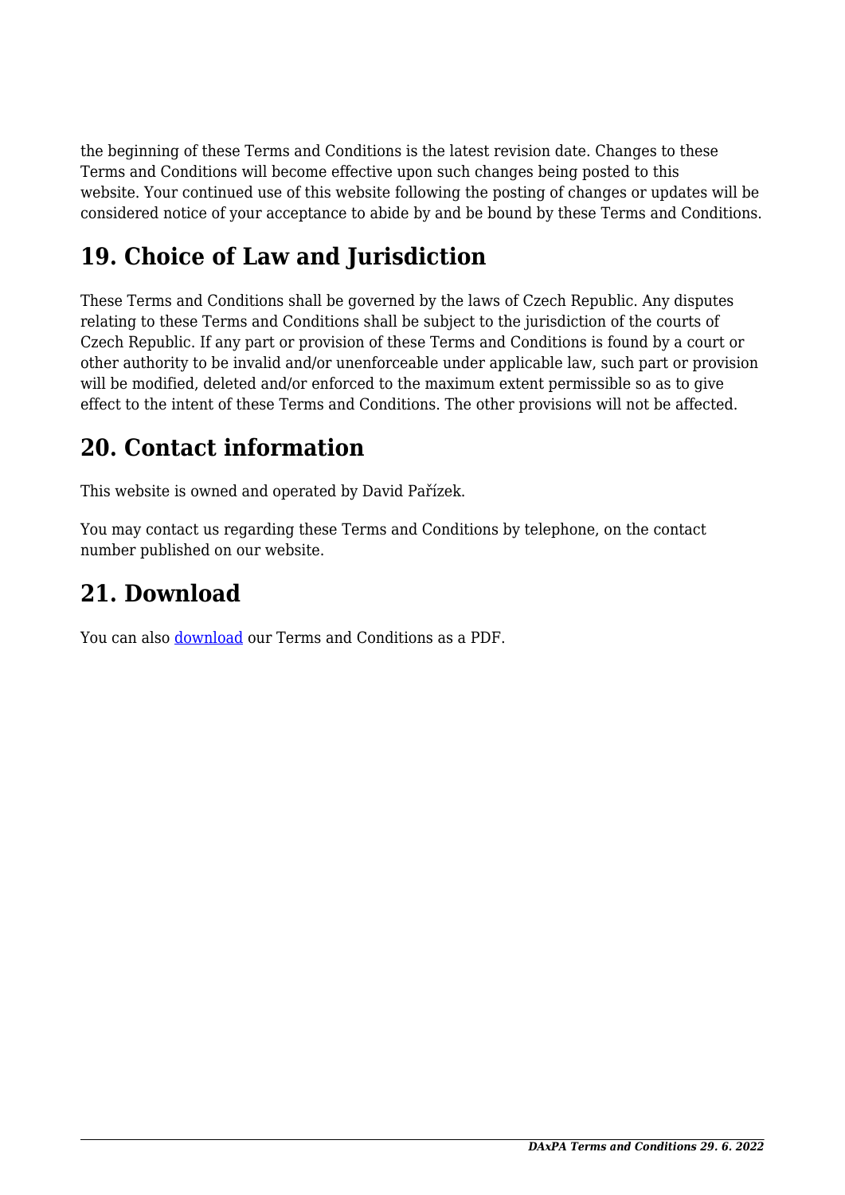the beginning of these Terms and Conditions is the latest revision date. Changes to these Terms and Conditions will become effective upon such changes being posted to this website. Your continued use of this website following the posting of changes or updates will be considered notice of your acceptance to abide by and be bound by these Terms and Conditions.

## 19. Choice of Law and Jurisdiction

These Terms and Conditions shall be governed by the laws of Czech Republic. Any disputes relating to these Terms and Conditions shall be subject to the jurisdiction of the courts of Czech Republic. If any part or provision of these Terms and Conditions is found by a court or other authority to be invalid and/or unenforceable under applicable law, such part or provision will be modified, deleted and/or enforced to the maximum extent permissible so as to give effect to the intent of these Terms and Conditions. The other provisions will not be affected.

## 20. Contact information

This website is owned and operated by David Pařízek.

You may contact us regarding these Terms and Conditions by telephone, on the contact number published on our website.

## 21. Download

You can also download our Terms and Conditions as a PDF.